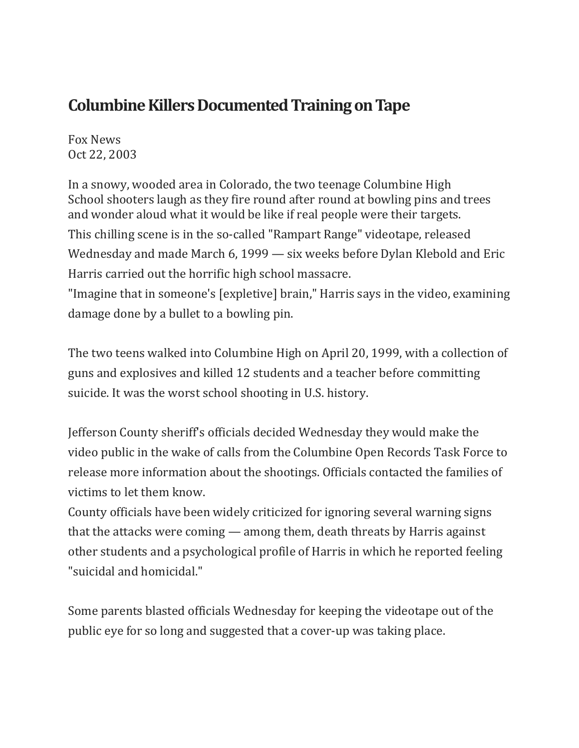# Columbine Killers Documented Training on Tape

Fox News
Oct 22, 2003

In a snowy, wooded area in Colorado, the two teenage Columbine High School shooters laugh as they fire round after round at bowling pins and trees and wonder aloud what it would be like if real people were their targets.

This chilling scene is in the so-called "Rampart Range" videotape, released Wednesday and made March 6, 1999 — six weeks before Dylan Klebold and Eric Harris carried out the horrific high school massacre.

"Imagine that in someone's [expletive] brain," Harris says in the video, examining damage done by a bullet to a bowling pin.

The two teens walked into Columbine High on April 20, 1999, with a collection of guns and explosives and killed 12 students and a teacher before committing suicide. It was the worst school shooting in U.S. history.

Jefferson County sheriff's officials decided Wednesday they would make the video public in the wake of calls from the Columbine Open Records Task Force to release more information about the shootings. Officials contacted the families of victims to let them know.

County officials have been widely criticized for ignoring several warning signs that the attacks were coming — among them, death threats by Harris against other students and a psychological profile of Harris in which he reported feeling "suicidal and homicidal."

Some parents blasted officials Wednesday for keeping the videotape out of the public eye for so long and suggested that a cover-up was taking place.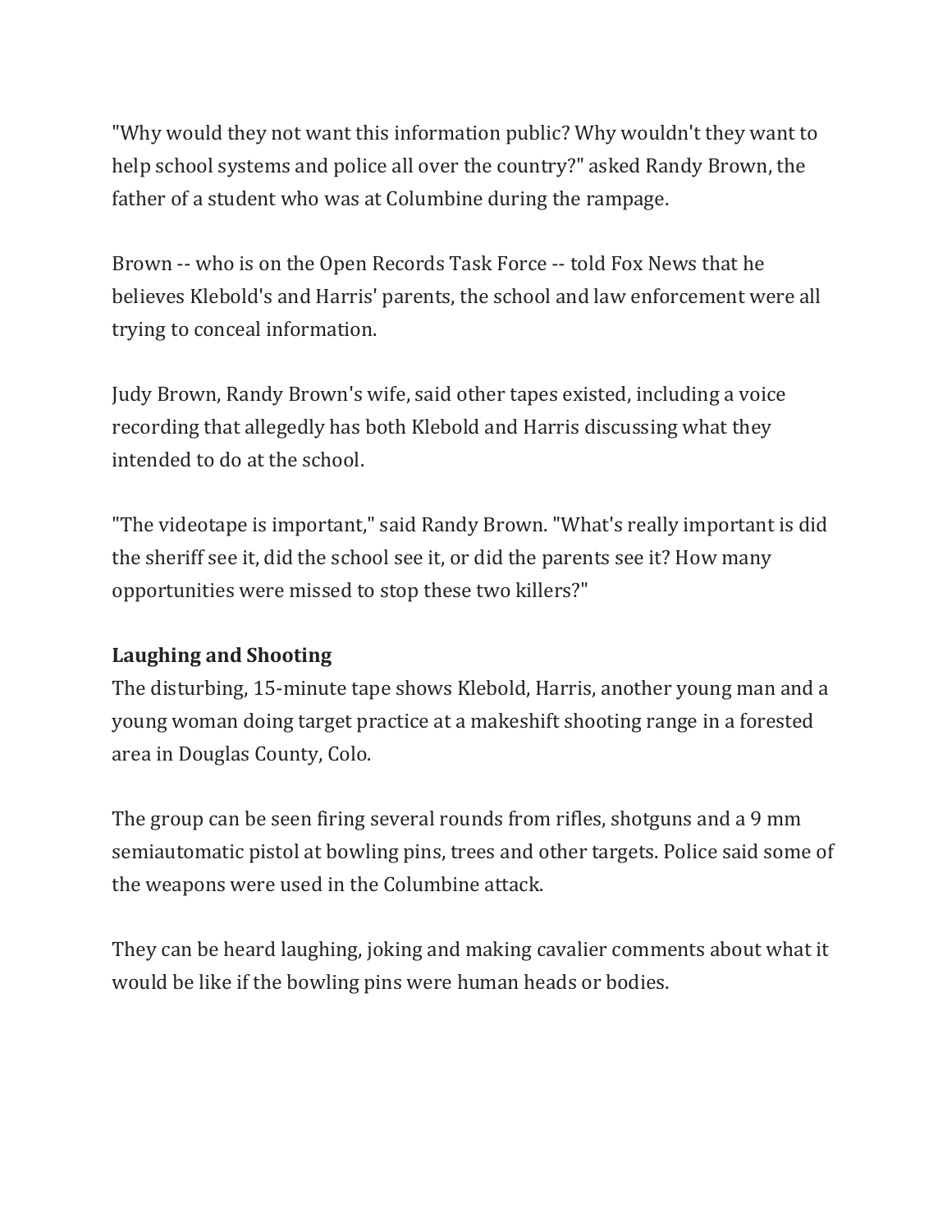"Why would they not want this information public? Why wouldn't they want to help school systems and police all over the country?" asked Randy Brown, the father of a student who was at Columbine during the rampage.

Brown -- who is on the Open Records Task Force -- told Fox News that he believes Klebold's and Harris' parents, the school and law enforcement were all trying to conceal information.

Judy Brown, Randy Brown's wife, said other tapes existed, including a voice recording that allegedly has both Klebold and Harris discussing what they intended to do at the school.

"The videotape is important," said Randy Brown. "What's really important is did the sheriff see it, did the school see it, or did the parents see it? How many opportunities were missed to stop these two killers?"

**Laughing and Shooting**

The disturbing, 15-minute tape shows Klebold, Harris, another young man and a young woman doing target practice at a makeshift shooting range in a forested area in Douglas County, Colo.

The group can be seen firing several rounds from rifles, shotguns and a 9 mm semiautomatic pistol at bowling pins, trees and other targets. Police said some of the weapons were used in the Columbine attack.

They can be heard laughing, joking and making cavalier comments about what it would be like if the bowling pins were human heads or bodies.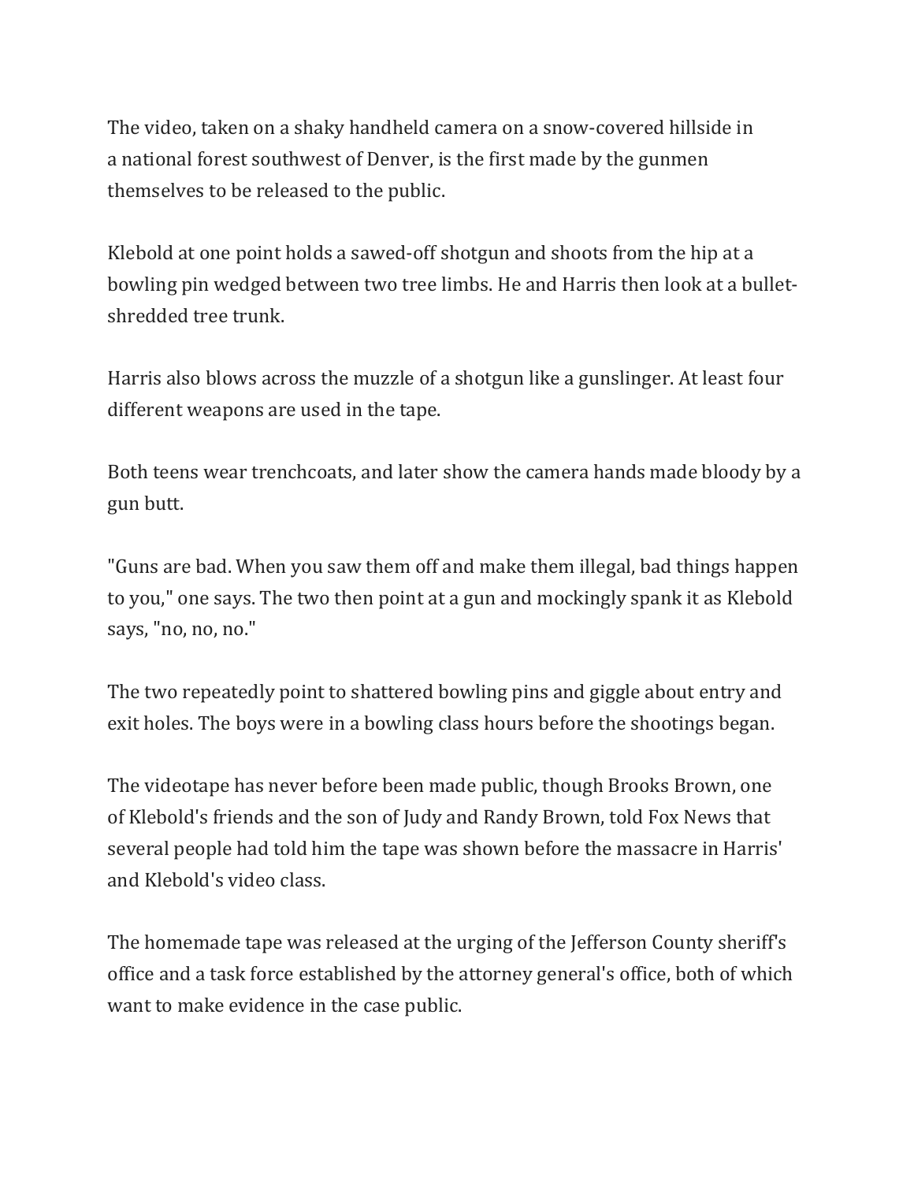The video, taken on a shaky handheld camera on a snow-covered hillside in a national forest southwest of Denver, is the first made by the gunmen themselves to be released to the public.

Klebold at one point holds a sawed-off shotgun and shoots from the hip at a bowling pin wedged between two tree limbs. He and Harris then look at a bullet-shredded tree trunk.

Harris also blows across the muzzle of a shotgun like a gunslinger. At least four different weapons are used in the tape.

Both teens wear trenchcoats, and later show the camera hands made bloody by a gun butt.

"Guns are bad. When you saw them off and make them illegal, bad things happen to you," one says. The two then point at a gun and mockingly spank it as Klebold says, "no, no, no."

The two repeatedly point to shattered bowling pins and giggle about entry and exit holes. The boys were in a bowling class hours before the shootings began.

The videotape has never before been made public, though Brooks Brown, one of Klebold's friends and the son of Judy and Randy Brown, told Fox News that several people had told him the tape was shown before the massacre in Harris' and Klebold's video class.

The homemade tape was released at the urging of the Jefferson County sheriff's office and a task force established by the attorney general's office, both of which want to make evidence in the case public.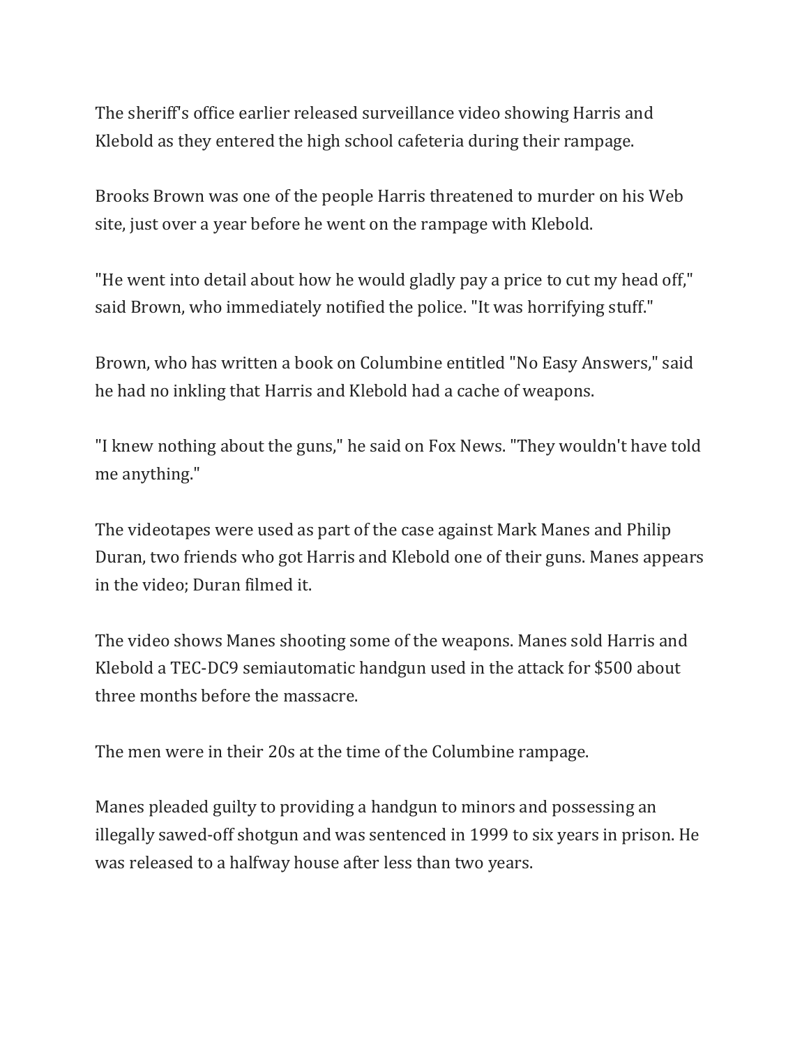The sheriff's office earlier released surveillance video showing Harris and Klebold as they entered the high school cafeteria during their rampage.

Brooks Brown was one of the people Harris threatened to murder on his Web site, just over a year before he went on the rampage with Klebold.

"He went into detail about how he would gladly pay a price to cut my head off," said Brown, who immediately notified the police. "It was horrifying stuff."

Brown, who has written a book on Columbine entitled "No Easy Answers," said he had no inkling that Harris and Klebold had a cache of weapons.

"I knew nothing about the guns," he said on Fox News. "They wouldn't have told me anything."

The videotapes were used as part of the case against Mark Manes and Philip Duran, two friends who got Harris and Klebold one of their guns. Manes appears in the video; Duran filmed it.

The video shows Manes shooting some of the weapons. Manes sold Harris and Klebold a TEC-DC9 semiautomatic handgun used in the attack for $500 about three months before the massacre.

The men were in their 20s at the time of the Columbine rampage.

Manes pleaded guilty to providing a handgun to minors and possessing an illegally sawed-off shotgun and was sentenced in 1999 to six years in prison. He was released to a halfway house after less than two years.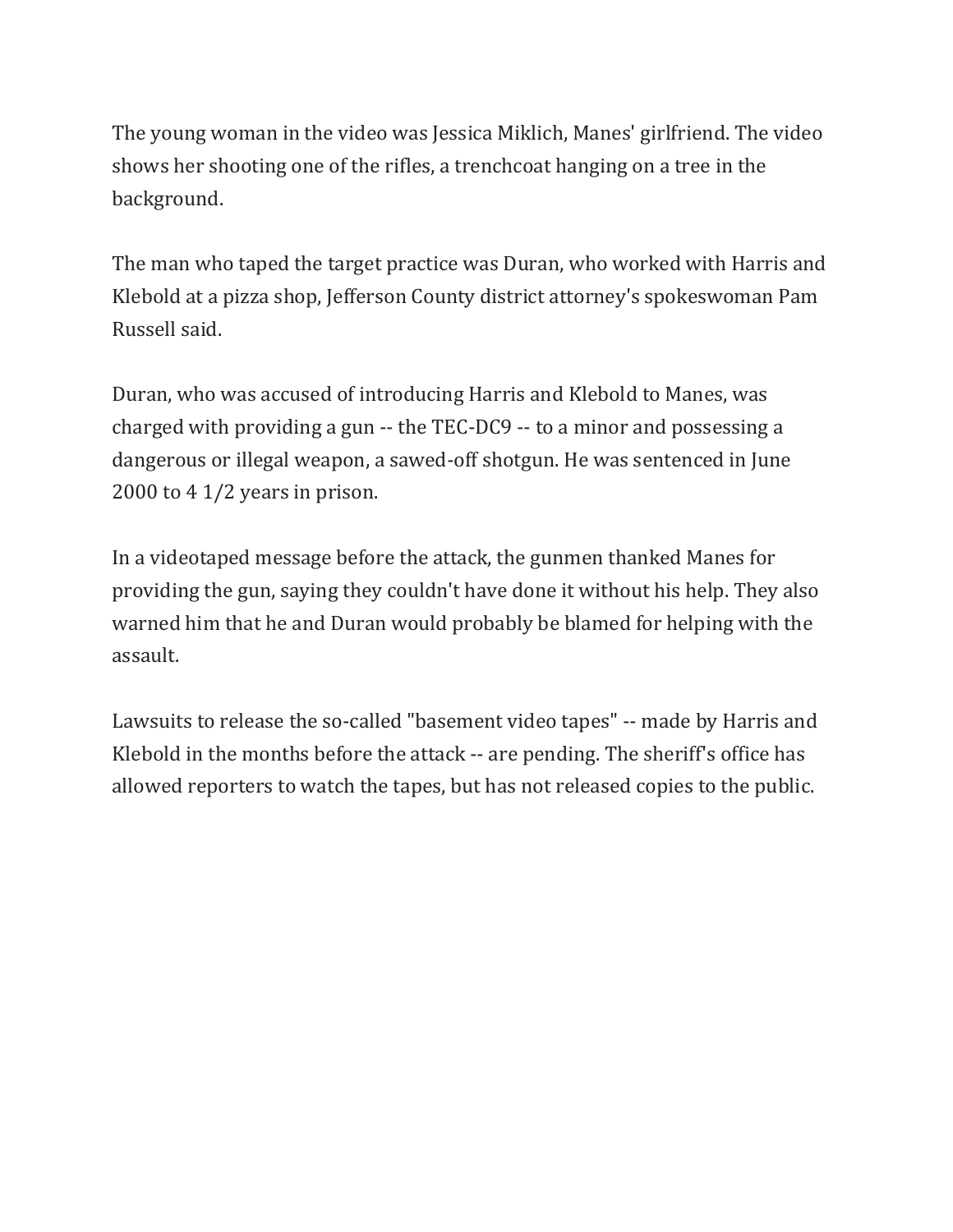The young woman in the video was Jessica Miklich, Manes' girlfriend. The video shows her shooting one of the rifles, a trenchcoat hanging on a tree in the background.

The man who taped the target practice was Duran, who worked with Harris and Klebold at a pizza shop, Jefferson County district attorney's spokeswoman Pam Russell said.

Duran, who was accused of introducing Harris and Klebold to Manes, was charged with providing a gun -- the TEC-DC9 -- to a minor and possessing a dangerous or illegal weapon, a sawed-off shotgun. He was sentenced in June 2000 to 4 1/2 years in prison.

In a videotaped message before the attack, the gunmen thanked Manes for providing the gun, saying they couldn't have done it without his help. They also warned him that he and Duran would probably be blamed for helping with the assault.

Lawsuits to release the so-called "basement video tapes" -- made by Harris and Klebold in the months before the attack -- are pending. The sheriff's office has allowed reporters to watch the tapes, but has not released copies to the public.